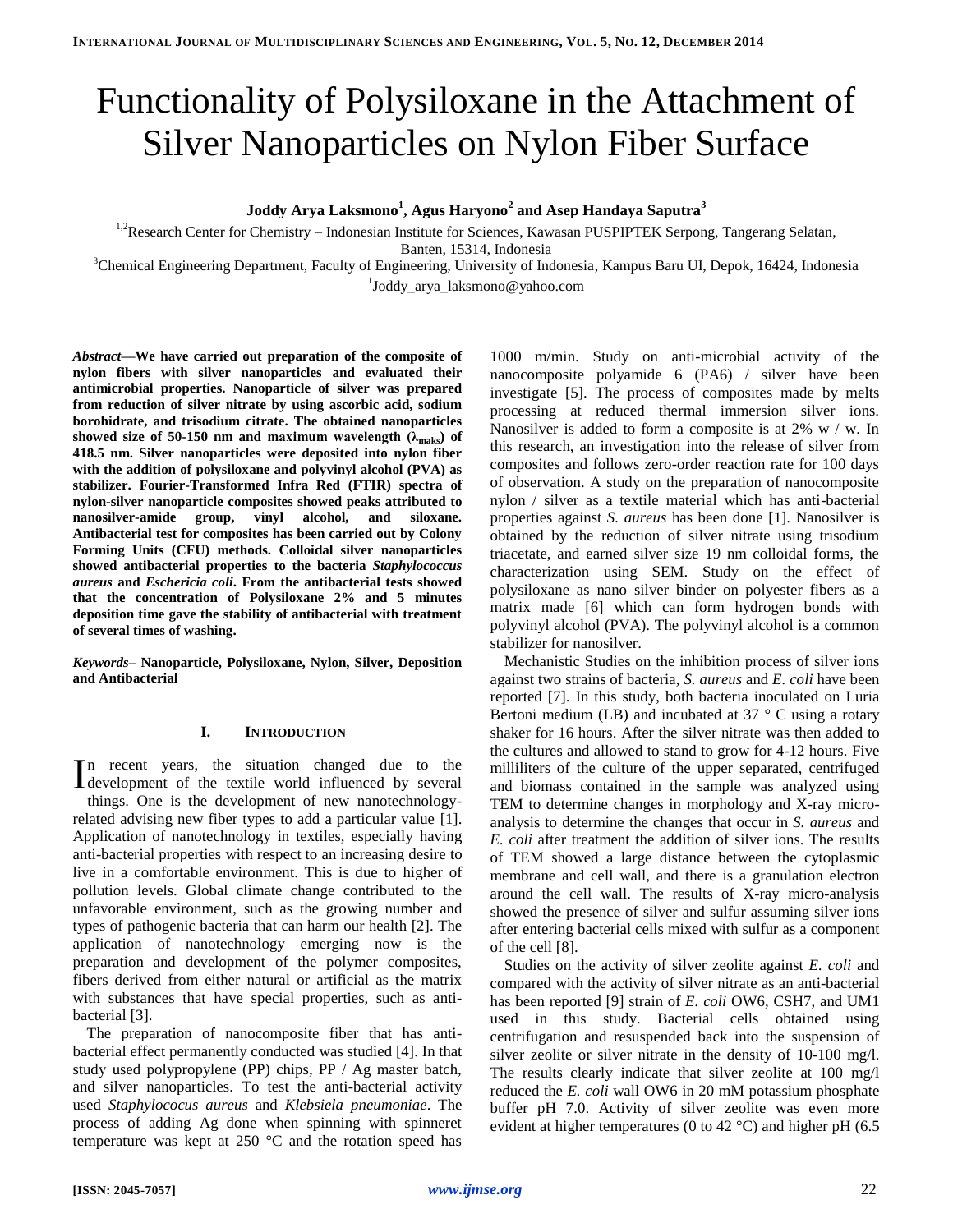# Functionality of Polysiloxane in the Attachment of Silver Nanoparticles on Nylon Fiber Surface

**Joddy Arya Laksmono[1], Agus Haryono[2] and Asep Handaya Saputra[3]**

[1,2]Research Center for Chemistry – Indonesian Institute for Sciences, Kawasan PUSPIPTEK Serpong, Tangerang Selatan, Banten, 15314, Indonesia

[3]Chemical Engineering Department, Faculty of Engineering, University of Indonesia, Kampus Baru UI, Depok, 16424, Indonesia

[1]Joddy_arya_laksmono@yahoo.com

***Abstract*—We have carried out preparation of the composite of nylon fibers with silver nanoparticles and evaluated their antimicrobial properties. Nanoparticle of silver was prepared from reduction of silver nitrate by using ascorbic acid, sodium borohidrate, and trisodium citrate. The obtained nanoparticles showed size of 50-150 nm and maximum wavelength ($\lambda_{maks}$) of 418.5 nm. Silver nanoparticles were deposited into nylon fiber with the addition of polysiloxane and polyvinyl alcohol (PVA) as stabilizer. Fourier-Transformed Infra Red (FTIR) spectra of nylon-silver nanoparticle composites showed peaks attributed to nanosilver-amide group, vinyl alcohol, and siloxane. Antibacterial test for composites has been carried out by Colony Forming Units (CFU) methods. Colloidal silver nanoparticles showed antibacterial properties to the bacteria *Staphylococcus aureus* and *Eschericia coli*. From the antibacterial tests showed that the concentration of Polysiloxane 2% and 5 minutes deposition time gave the stability of antibacterial with treatment of several times of washing.**

***Keywords*– Nanoparticle, Polysiloxane, Nylon, Silver, Deposition and Antibacterial**

## I. Introduction

In recent years, the situation changed due to the development of the textile world influenced by several things. One is the development of new nanotechnology-related advising new fiber types to add a particular value [1]. Application of nanotechnology in textiles, especially having anti-bacterial properties with respect to an increasing desire to live in a comfortable environment. This is due to higher of pollution levels. Global climate change contributed to the unfavorable environment, such as the growing number and types of pathogenic bacteria that can harm our health [2]. The application of nanotechnology emerging now is the preparation and development of the polymer composites, fibers derived from either natural or artificial as the matrix with substances that have special properties, such as anti-bacterial [3].

The preparation of nanocomposite fiber that has anti-bacterial effect permanently conducted was studied [4]. In that study used polypropylene (PP) chips, PP / Ag master batch, and silver nanoparticles. To test the anti-bacterial activity used *Staphylococus aureus* and *Klebsiela pneumoniae*. The process of adding Ag done when spinning with spinneret temperature was kept at 250 °C and the rotation speed has 1000 m/min. Study on anti-microbial activity of the nanocomposite polyamide 6 (PA6) / silver have been investigate [5]. The process of composites made by melts processing at reduced thermal immersion silver ions. Nanosilver is added to form a composite is at 2% w / w. In this research, an investigation into the release of silver from composites and follows zero-order reaction rate for 100 days of observation. A study on the preparation of nanocomposite nylon / silver as a textile material which has anti-bacterial properties against *S. aureus* has been done [1]. Nanosilver is obtained by the reduction of silver nitrate using trisodium triacetate, and earned silver size 19 nm colloidal forms, the characterization using SEM. Study on the effect of polysiloxane as nano silver binder on polyester fibers as a matrix made [6] which can form hydrogen bonds with polyvinyl alcohol (PVA). The polyvinyl alcohol is a common stabilizer for nanosilver.

Mechanistic Studies on the inhibition process of silver ions against two strains of bacteria, *S. aureus* and *E. coli* have been reported [7]. In this study, both bacteria inoculated on Luria Bertoni medium (LB) and incubated at 37 ° C using a rotary shaker for 16 hours. After the silver nitrate was then added to the cultures and allowed to stand to grow for 4-12 hours. Five milliliters of the culture of the upper separated, centrifuged and biomass contained in the sample was analyzed using TEM to determine changes in morphology and X-ray micro-analysis to determine the changes that occur in *S. aureus* and *E. coli* after treatment the addition of silver ions. The results of TEM showed a large distance between the cytoplasmic membrane and cell wall, and there is a granulation electron around the cell wall. The results of X-ray micro-analysis showed the presence of silver and sulfur assuming silver ions after entering bacterial cells mixed with sulfur as a component of the cell [8].

Studies on the activity of silver zeolite against *E. coli* and compared with the activity of silver nitrate as an anti-bacterial has been reported [9] strain of *E. coli* OW6, CSH7, and UM1 used in this study. Bacterial cells obtained using centrifugation and resuspended back into the suspension of silver zeolite or silver nitrate in the density of 10-100 mg/l. The results clearly indicate that silver zeolite at 100 mg/l reduced the *E. coli* wall OW6 in 20 mM potassium phosphate buffer pH 7.0. Activity of silver zeolite was even more evident at higher temperatures (0 to 42 °C) and higher pH (6.5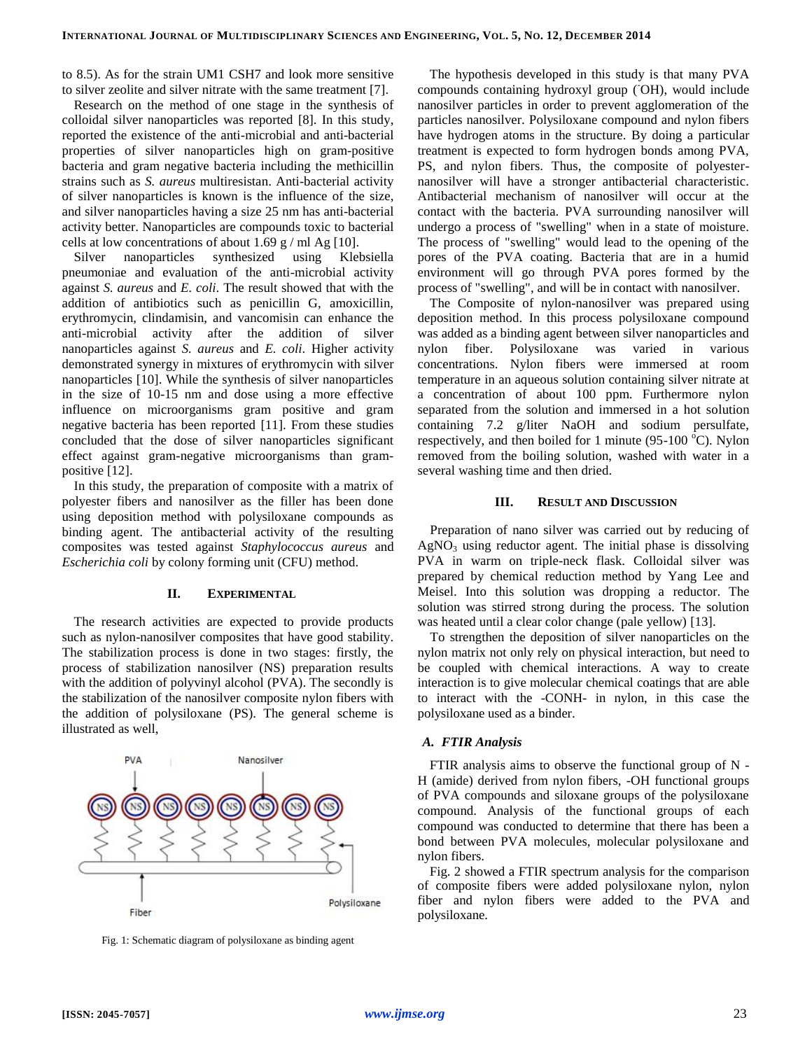to 8.5). As for the strain UM1 CSH7 and look more sensitive to silver zeolite and silver nitrate with the same treatment [7].

Research on the method of one stage in the synthesis of colloidal silver nanoparticles was reported [8]. In this study, reported the existence of the anti-microbial and anti-bacterial properties of silver nanoparticles high on gram-positive bacteria and gram negative bacteria including the methicillin strains such as *S. aureus* multiresistan. Anti-bacterial activity of silver nanoparticles is known is the influence of the size, and silver nanoparticles having a size 25 nm has anti-bacterial activity better. Nanoparticles are compounds toxic to bacterial cells at low concentrations of about 1.69 g / ml Ag [10].

Silver nanoparticles synthesized using Klebsiella pneumoniae and evaluation of the anti-microbial activity against *S. aureus* and *E. coli*. The result showed that with the addition of antibiotics such as penicillin G, amoxicillin, erythromycin, clindamisin, and vancomisin can enhance the anti-microbial activity after the addition of silver nanoparticles against *S. aureus* and *E. coli*. Higher activity demonstrated synergy in mixtures of erythromycin with silver nanoparticles [10]. While the synthesis of silver nanoparticles in the size of 10-15 nm and dose using a more effective influence on microorganisms gram positive and gram negative bacteria has been reported [11]. From these studies concluded that the dose of silver nanoparticles significant effect against gram-negative microorganisms than gram-positive [12].

In this study, the preparation of composite with a matrix of polyester fibers and nanosilver as the filler has been done using deposition method with polysiloxane compounds as binding agent. The antibacterial activity of the resulting composites was tested against *Staphylococcus aureus* and *Escherichia coli* by colony forming unit (CFU) method.

## II. Experimental

The research activities are expected to provide products such as nylon-nanosilver composites that have good stability. The stabilization process is done in two stages: firstly, the process of stabilization nanosilver (NS) preparation results with the addition of polyvinyl alcohol (PVA). The secondly is the stabilization of the nanosilver composite nylon fibers with the addition of polysiloxane (PS). The general scheme is illustrated as well,

Fig. 1: Schematic diagram of polysiloxane as binding agent

The hypothesis developed in this study is that many PVA compounds containing hydroxyl group ($^{-}$OH), would include nanosilver particles in order to prevent agglomeration of the particles nanosilver. Polysiloxane compound and nylon fibers have hydrogen atoms in the structure. By doing a particular treatment is expected to form hydrogen bonds among PVA, PS, and nylon fibers. Thus, the composite of polyester-nanosilver will have a stronger antibacterial characteristic. Antibacterial mechanism of nanosilver will occur at the contact with the bacteria. PVA surrounding nanosilver will undergo a process of "swelling" when in a state of moisture. The process of "swelling" would lead to the opening of the pores of the PVA coating. Bacteria that are in a humid environment will go through PVA pores formed by the process of "swelling", and will be in contact with nanosilver.

The Composite of nylon-nanosilver was prepared using deposition method. In this process polysiloxane compound was added as a binding agent between silver nanoparticles and nylon fiber. Polysiloxane was varied in various concentrations. Nylon fibers were immersed at room temperature in an aqueous solution containing silver nitrate at a concentration of about 100 ppm. Furthermore nylon separated from the solution and immersed in a hot solution containing 7.2 g/liter NaOH and sodium persulfate, respectively, and then boiled for 1 minute (95-100 $^{o}$C). Nylon removed from the boiling solution, washed with water in a several washing time and then dried.

## III. Result and Discussion

Preparation of nano silver was carried out by reducing of $AgNO_3$ using reductor agent. The initial phase is dissolving PVA in warm on triple-neck flask. Colloidal silver was prepared by chemical reduction method by Yang Lee and Meisel. Into this solution was dropping a reductor. The solution was stirred strong during the process. The solution was heated until a clear color change (pale yellow) [13].

To strengthen the deposition of silver nanoparticles on the nylon matrix not only rely on physical interaction, but need to be coupled with chemical interactions. A way to create interaction is to give molecular chemical coatings that are able to interact with the -CONH- in nylon, in this case the polysiloxane used as a binder.

### A. FTIR Analysis

FTIR analysis aims to observe the functional group of N - H (amide) derived from nylon fibers, -OH functional groups of PVA compounds and siloxane groups of the polysiloxane compound. Analysis of the functional groups of each compound was conducted to determine that there has been a bond between PVA molecules, molecular polysiloxane and nylon fibers.

Fig. 2 showed a FTIR spectrum analysis for the comparison of composite fibers were added polysiloxane nylon, nylon fiber and nylon fibers were added to the PVA and polysiloxane.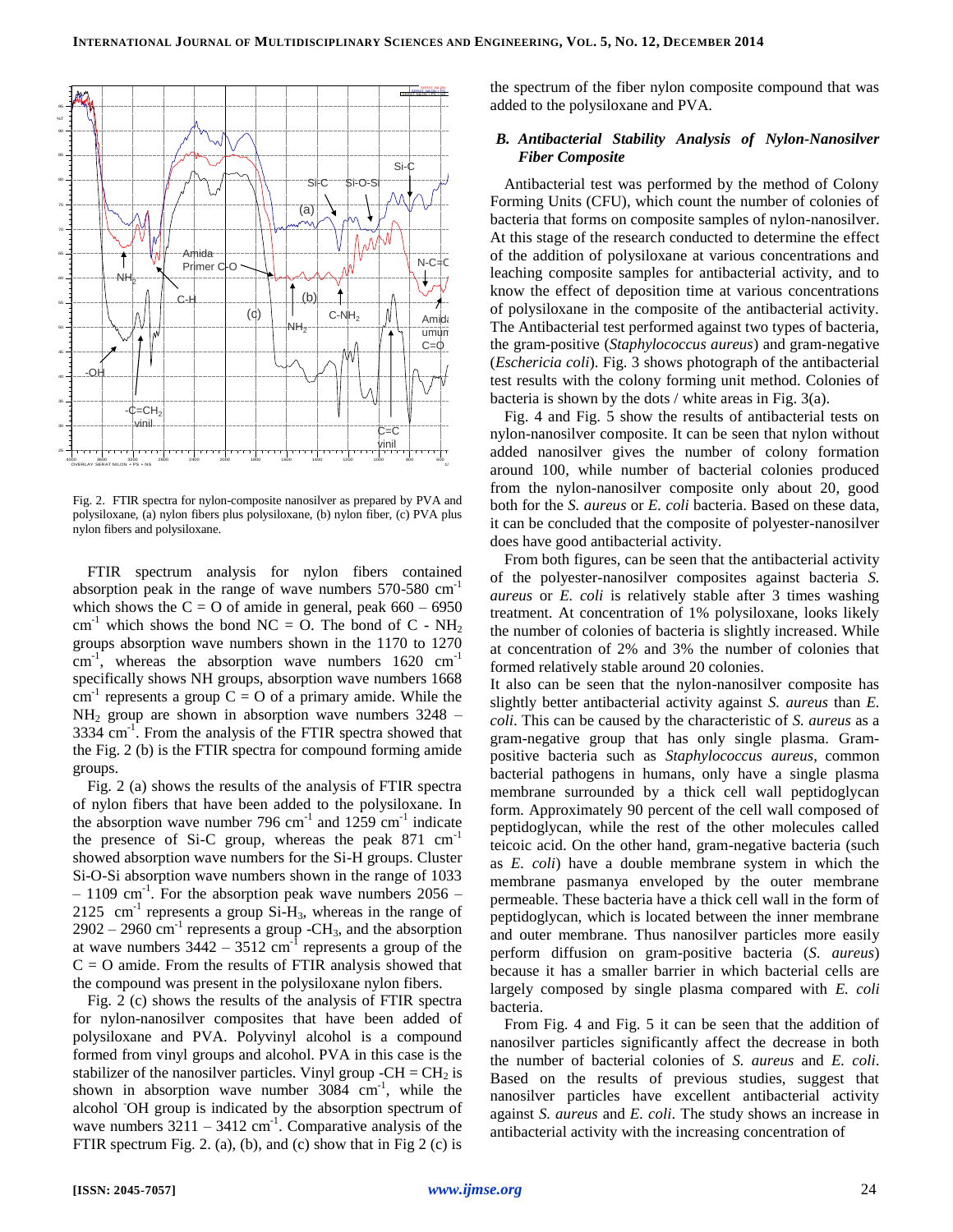Fig. 2. FTIR spectra for nylon-composite nanosilver as prepared by PVA and polysiloxane, (a) nylon fibers plus polysiloxane, (b) nylon fiber, (c) PVA plus nylon fibers and polysiloxane.

FTIR spectrum analysis for nylon fibers contained absorption peak in the range of wave numbers 570-580 cm$^{-1}$ which shows the C = O of amide in general, peak 660 – 6950 cm$^{-1}$ which shows the bond NC = O. The bond of C - $NH_2$ groups absorption wave numbers shown in the 1170 to 1270 cm$^{-1}$, whereas the absorption wave numbers 1620 cm$^{-1}$ specifically shows NH groups, absorption wave numbers 1668 cm$^{-1}$ represents a group C = O of a primary amide. While the $NH_2$ group are shown in absorption wave numbers 3248 – 3334 cm$^{-1}$. From the analysis of the FTIR spectra showed that the Fig. 2 (b) is the FTIR spectra for compound forming amide groups.

Fig. 2 (a) shows the results of the analysis of FTIR spectra of nylon fibers that have been added to the polysiloxane. In the absorption wave number 796 cm$^{-1}$ and 1259 cm$^{-1}$ indicate the presence of Si-C group, whereas the peak 871 cm$^{-1}$ showed absorption wave numbers for the Si-H groups. Cluster Si-O-Si absorption wave numbers shown in the range of 1033 – 1109 cm$^{-1}$. For the absorption peak wave numbers 2056 – 2125 cm$^{-1}$ represents a group Si-$H_3$, whereas in the range of 2902 – 2960 cm$^{-1}$ represents a group -$CH_3$, and the absorption at wave numbers 3442 – 3512 cm$^{-1}$ represents a group of the C = O amide. From the results of FTIR analysis showed that the compound was present in the polysiloxane nylon fibers.

Fig. 2 (c) shows the results of the analysis of FTIR spectra for nylon-nanosilver composites that have been added of polysiloxane and PVA. Polyvinyl alcohol is a compound formed from vinyl groups and alcohol. PVA in this case is the stabilizer of the nanosilver particles. Vinyl group -CH = $CH_2$ is shown in absorption wave number 3084 cm$^{-1}$, while the alcohol $^{-}$OH group is indicated by the absorption spectrum of wave numbers 3211 – 3412 cm$^{-1}$. Comparative analysis of the FTIR spectrum Fig. 2. (a), (b), and (c) show that in Fig 2 (c) is the spectrum of the fiber nylon composite compound that was added to the polysiloxane and PVA.

### *B. Antibacterial Stability Analysis of Nylon-Nanosilver Fiber Composite*

Antibacterial test was performed by the method of Colony Forming Units (CFU), which count the number of colonies of bacteria that forms on composite samples of nylon-nanosilver. At this stage of the research conducted to determine the effect of the addition of polysiloxane at various concentrations and leaching composite samples for antibacterial activity, and to know the effect of deposition time at various concentrations of polysiloxane in the composite of the antibacterial activity. The Antibacterial test performed against two types of bacteria, the gram-positive (*Staphylococcus aureus*) and gram-negative (*Eschericia coli*). Fig. 3 shows photograph of the antibacterial test results with the colony forming unit method. Colonies of bacteria is shown by the dots / white areas in Fig. 3(a).

Fig. 4 and Fig. 5 show the results of antibacterial tests on nylon-nanosilver composite. It can be seen that nylon without added nanosilver gives the number of colony formation around 100, while number of bacterial colonies produced from the nylon-nanosilver composite only about 20, good both for the *S. aureus* or *E. coli* bacteria. Based on these data, it can be concluded that the composite of polyester-nanosilver does have good antibacterial activity.

From both figures, can be seen that the antibacterial activity of the polyester-nanosilver composites against bacteria *S. aureus* or *E. coli* is relatively stable after 3 times washing treatment. At concentration of 1% polysiloxane, looks likely the number of colonies of bacteria is slightly increased. While at concentration of 2% and 3% the number of colonies that formed relatively stable around 20 colonies.

It also can be seen that the nylon-nanosilver composite has slightly better antibacterial activity against *S. aureus* than *E. coli*. This can be caused by the characteristic of *S. aureus* as a gram-negative group that has only single plasma. Gram-positive bacteria such as *Staphylococcus aureus*, common bacterial pathogens in humans, only have a single plasma membrane surrounded by a thick cell wall peptidoglycan form. Approximately 90 percent of the cell wall composed of peptidoglycan, while the rest of the other molecules called teicoic acid. On the other hand, gram-negative bacteria (such as *E. coli*) have a double membrane system in which the membrane pasmanya enveloped by the outer membrane permeable. These bacteria have a thick cell wall in the form of peptidoglycan, which is located between the inner membrane and outer membrane. Thus nanosilver particles more easily perform diffusion on gram-positive bacteria (*S. aureus*) because it has a smaller barrier in which bacterial cells are largely composed by single plasma compared with *E. coli* bacteria.

From Fig. 4 and Fig. 5 it can be seen that the addition of nanosilver particles significantly affect the decrease in both the number of bacterial colonies of *S. aureus* and *E. coli*. Based on the results of previous studies, suggest that nanosilver particles have excellent antibacterial activity against *S. aureus* and *E. coli*. The study shows an increase in antibacterial activity with the increasing concentration of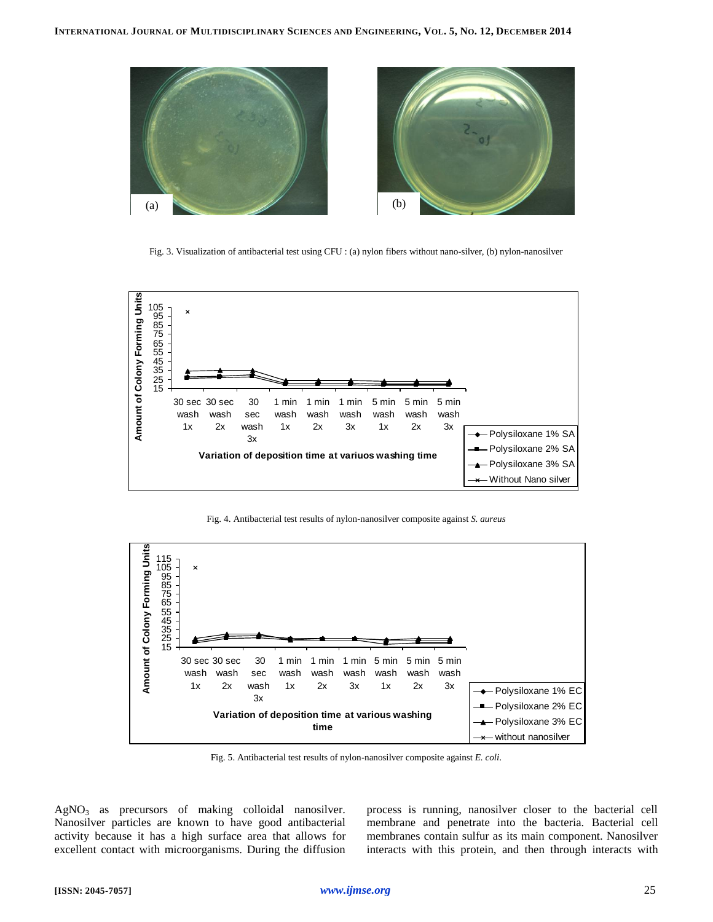Fig. 3. Visualization of antibacterial test using CFU : (a) nylon fibers without nano-silver, (b) nylon-nanosilver

Fig. 4. Antibacterial test results of nylon-nanosilver composite against *S. aureus*

Fig. 5. Antibacterial test results of nylon-nanosilver composite against *E. coli*.

$AgNO_3$ as precursors of making colloidal nanosilver. Nanosilver particles are known to have good antibacterial activity because it has a high surface area that allows for excellent contact with microorganisms. During the diffusion process is running, nanosilver closer to the bacterial cell membrane and penetrate into the bacteria. Bacterial cell membranes contain sulfur as its main component. Nanosilver interacts with this protein, and then through interacts with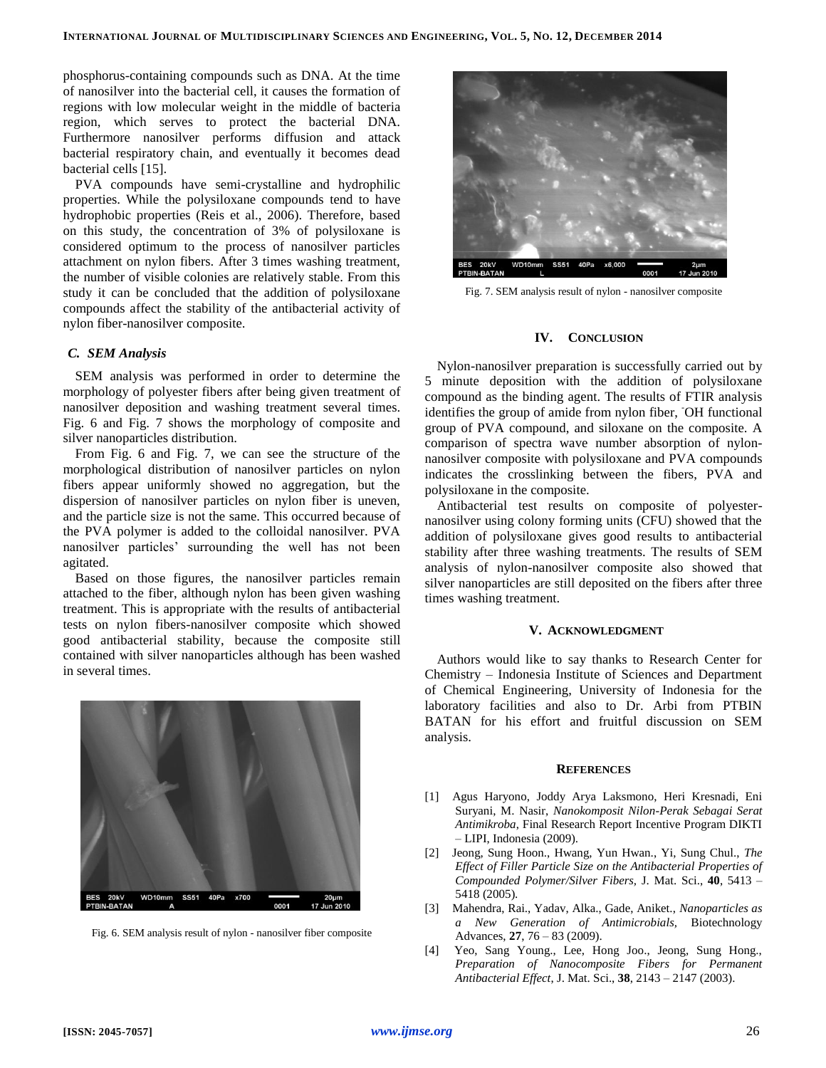phosphorus-containing compounds such as DNA. At the time of nanosilver into the bacterial cell, it causes the formation of regions with low molecular weight in the middle of bacteria region, which serves to protect the bacterial DNA. Furthermore nanosilver performs diffusion and attack bacterial respiratory chain, and eventually it becomes dead bacterial cells [15].

PVA compounds have semi-crystalline and hydrophilic properties. While the polysiloxane compounds tend to have hydrophobic properties (Reis et al., 2006). Therefore, based on this study, the concentration of 3% of polysiloxane is considered optimum to the process of nanosilver particles attachment on nylon fibers. After 3 times washing treatment, the number of visible colonies are relatively stable. From this study it can be concluded that the addition of polysiloxane compounds affect the stability of the antibacterial activity of nylon fiber-nanosilver composite.

### *C. SEM Analysis*

SEM analysis was performed in order to determine the morphology of polyester fibers after being given treatment of nanosilver deposition and washing treatment several times. Fig. 6 and Fig. 7 shows the morphology of composite and silver nanoparticles distribution.

From Fig. 6 and Fig. 7, we can see the structure of the morphological distribution of nanosilver particles on nylon fibers appear uniformly showed no aggregation, but the dispersion of nanosilver particles on nylon fiber is uneven, and the particle size is not the same. This occurred because of the PVA polymer is added to the colloidal nanosilver. PVA nanosilver particles' surrounding the well has not been agitated.

Based on those figures, the nanosilver particles remain attached to the fiber, although nylon has been given washing treatment. This is appropriate with the results of antibacterial tests on nylon fibers-nanosilver composite which showed good antibacterial stability, because the composite still contained with silver nanoparticles although has been washed in several times.

Fig. 6. SEM analysis result of nylon - nanosilver fiber composite

Fig. 7. SEM analysis result of nylon - nanosilver composite

## IV. Conclusion

Nylon-nanosilver preparation is successfully carried out by 5 minute deposition with the addition of polysiloxane compound as the binding agent. The results of FTIR analysis identifies the group of amide from nylon fiber, $^{-}$OH functional group of PVA compound, and siloxane on the composite. A comparison of spectra wave number absorption of nylon-nanosilver composite with polysiloxane and PVA compounds indicates the crosslinking between the fibers, PVA and polysiloxane in the composite.

Antibacterial test results on composite of polyester-nanosilver using colony forming units (CFU) showed that the addition of polysiloxane gives good results to antibacterial stability after three washing treatments. The results of SEM analysis of nylon-nanosilver composite also showed that silver nanoparticles are still deposited on the fibers after three times washing treatment.

## V. Acknowledgment

Authors would like to say thanks to Research Center for Chemistry – Indonesia Institute of Sciences and Department of Chemical Engineering, University of Indonesia for the laboratory facilities and also to Dr. Arbi from PTBIN BATAN for his effort and fruitful discussion on SEM analysis.

## References

[1] Agus Haryono, Joddy Arya Laksmono, Heri Kresnadi, Eni Suryani, M. Nasir, *Nanokomposit Nilon-Perak Sebagai Serat Antimikroba*, Final Research Report Incentive Program DIKTI – LIPI, Indonesia (2009).

[2] Jeong, Sung Hoon., Hwang, Yun Hwan., Yi, Sung Chul., *The Effect of Filler Particle Size on the Antibacterial Properties of Compounded Polymer/Silver Fibers*, J. Mat. Sci., **40**, 5413 – 5418 (2005).

[3] Mahendra, Rai., Yadav, Alka., Gade, Aniket., *Nanoparticles as a New Generation of Antimicrobials*, Biotechnology Advances, **27**, 76 – 83 (2009).

[4] Yeo, Sang Young., Lee, Hong Joo., Jeong, Sung Hong., *Preparation of Nanocomposite Fibers for Permanent Antibacterial Effect*, J. Mat. Sci., **38**, 2143 – 2147 (2003).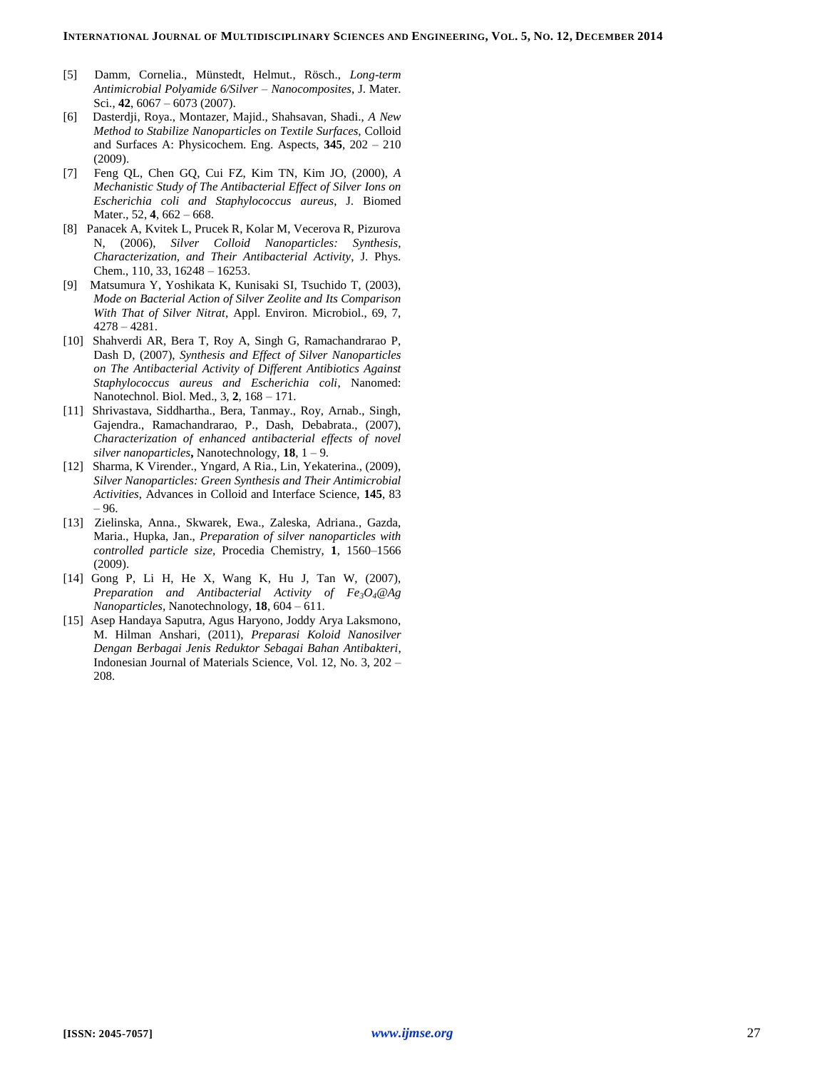[5] Damm, Cornelia., Münstedt, Helmut., Rösch., *Long-term Antimicrobial Polyamide 6/Silver – Nanocomposites*, J. Mater. Sci., **42**, 6067 – 6073 (2007).

[6] Dasterdji, Roya., Montazer, Majid., Shahsavan, Shadi., *A New Method to Stabilize Nanoparticles on Textile Surfaces*, Colloid and Surfaces A: Physicochem. Eng. Aspects, **345**, 202 – 210 (2009).

[7] Feng QL, Chen GQ, Cui FZ, Kim TN, Kim JO, (2000), *A Mechanistic Study of The Antibacterial Effect of Silver Ions on Escherichia coli and Staphylococcus aureus*, J. Biomed Mater., 52, **4**, 662 – 668.

[8] Panacek A, Kvitek L, Prucek R, Kolar M, Vecerova R, Pizurova N, (2006), *Silver Colloid Nanoparticles: Synthesis, Characterization, and Their Antibacterial Activity*, J. Phys. Chem., 110, 33, 16248 – 16253.

[9] Matsumura Y, Yoshikata K, Kunisaki SI, Tsuchido T, (2003), *Mode on Bacterial Action of Silver Zeolite and Its Comparison With That of Silver Nitrat*, Appl. Environ. Microbiol., 69, 7, 4278 – 4281.

[10] Shahverdi AR, Bera T, Roy A, Singh G, Ramachandrarao P, Dash D, (2007), *Synthesis and Effect of Silver Nanoparticles on The Antibacterial Activity of Different Antibiotics Against Staphylococcus aureus and Escherichia coli*, Nanomed: Nanotechnol. Biol. Med., 3, **2**, 168 – 171.

[11] Shrivastava, Siddhartha., Bera, Tanmay., Roy, Arnab., Singh, Gajendra., Ramachandrarao, P., Dash, Debabrata., (2007), *Characterization of enhanced antibacterial effects of novel silver nanoparticles***,** Nanotechnology, **18**, 1 – 9.

[12] Sharma, K Virender., Yngard, A Ria., Lin, Yekaterina., (2009), *Silver Nanoparticles: Green Synthesis and Their Antimicrobial Activities*, Advances in Colloid and Interface Science, **145**, 83 – 96.

[13] Zielinska, Anna., Skwarek, Ewa., Zaleska, Adriana., Gazda, Maria., Hupka, Jan., *Preparation of silver nanoparticles with controlled particle size*, Procedia Chemistry, **1**, 1560–1566 (2009).

[14] Gong P, Li H, He X, Wang K, Hu J, Tan W, (2007), *Preparation and Antibacterial Activity of $Fe_3O_4$@Ag Nanoparticles*, Nanotechnology, **18**, 604 – 611.

[15] Asep Handaya Saputra, Agus Haryono, Joddy Arya Laksmono, M. Hilman Anshari, (2011), *Preparasi Koloid Nanosilver Dengan Berbagai Jenis Reduktor Sebagai Bahan Antibakteri*, Indonesian Journal of Materials Science, Vol. 12, No. 3, 202 – 208.